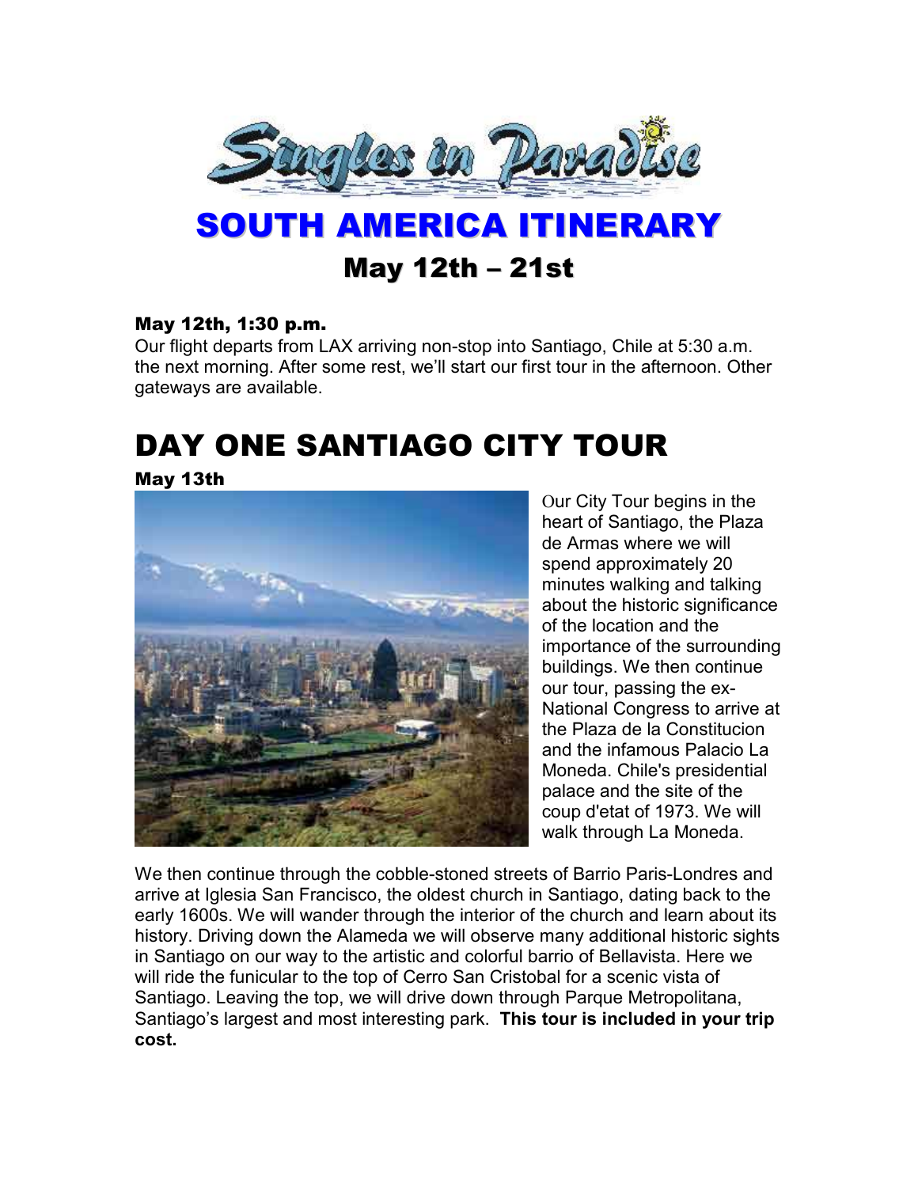# Singles in Paradise

# SOUTH AMERICA ITINERARY

## May 12th – 21st

**May 12th, 1:30 p.m.**
Our flight departs from LAX arriving non-stop into Santiago, Chile at 5:30 a.m. the next morning. After some rest, we'll start our first tour in the afternoon. Other gateways are available.

# DAY ONE SANTIAGO CITY TOUR

**May 13th**

Our City Tour begins in the heart of Santiago, the Plaza de Armas where we will spend approximately 20 minutes walking and talking about the historic significance of the location and the importance of the surrounding buildings. We then continue our tour, passing the ex-National Congress to arrive at the Plaza de la Constitucion and the infamous Palacio La Moneda. Chile's presidential palace and the site of the coup d'etat of 1973. We will walk through La Moneda.

We then continue through the cobble-stoned streets of Barrio Paris-Londres and arrive at Iglesia San Francisco, the oldest church in Santiago, dating back to the early 1600s. We will wander through the interior of the church and learn about its history. Driving down the Alameda we will observe many additional historic sights in Santiago on our way to the artistic and colorful barrio of Bellavista. Here we will ride the funicular to the top of Cerro San Cristobal for a scenic vista of Santiago. Leaving the top, we will drive down through Parque Metropolitana, Santiago's largest and most interesting park. **This tour is included in your trip cost.**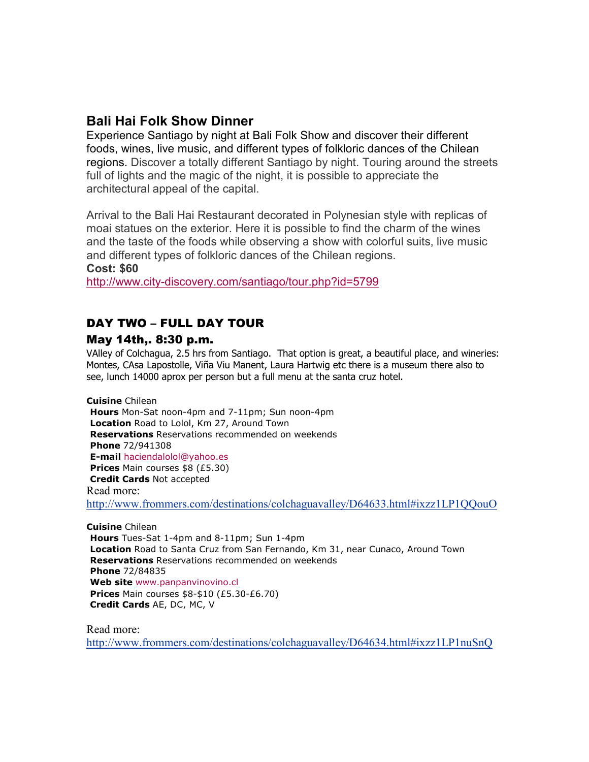## Bali Hai Folk Show Dinner

Experience Santiago by night at Bali Folk Show and discover their different foods, wines, live music, and different types of folkloric dances of the Chilean regions. Discover a totally different Santiago by night. Touring around the streets full of lights and the magic of the night, it is possible to appreciate the architectural appeal of the capital.

Arrival to the Bali Hai Restaurant decorated in Polynesian style with replicas of moai statues on the exterior. Here it is possible to find the charm of the wines and the taste of the foods while observing a show with colorful suits, live music and different types of folkloric dances of the Chilean regions.

**Cost: $60**

http://www.city-discovery.com/santiago/tour.php?id=5799

## DAY TWO – FULL DAY TOUR

### May 14th,. 8:30 p.m.

VAlley of Colchagua, 2.5 hrs from Santiago. That option is great, a beautiful place, and wineries: Montes, CAsa Lapostolle, Viña Viu Manent, Laura Hartwig etc there is a museum there also to see, lunch 14000 aprox per person but a full menu at the santa cruz hotel.

**Cuisine** Chilean
**Hours** Mon-Sat noon-4pm and 7-11pm; Sun noon-4pm
**Location** Road to Lolol, Km 27, Around Town
**Reservations** Reservations recommended on weekends
**Phone** 72/941308
**E-mail** haciendalolol@yahoo.es
**Prices** Main courses $8 (£5.30)
**Credit Cards** Not accepted
Read more:
http://www.frommers.com/destinations/colchaguavalley/D64633.html#ixzz1LP1QQouO

**Cuisine** Chilean
**Hours** Tues-Sat 1-4pm and 8-11pm; Sun 1-4pm
**Location** Road to Santa Cruz from San Fernando, Km 31, near Cunaco, Around Town
**Reservations** Reservations recommended on weekends
**Phone** 72/84835
**Web site** www.panpanvinovino.cl
**Prices** Main courses $8-$10 (£5.30-£6.70)
**Credit Cards** AE, DC, MC, V

Read more:
http://www.frommers.com/destinations/colchaguavalley/D64634.html#ixzz1LP1nuSnQ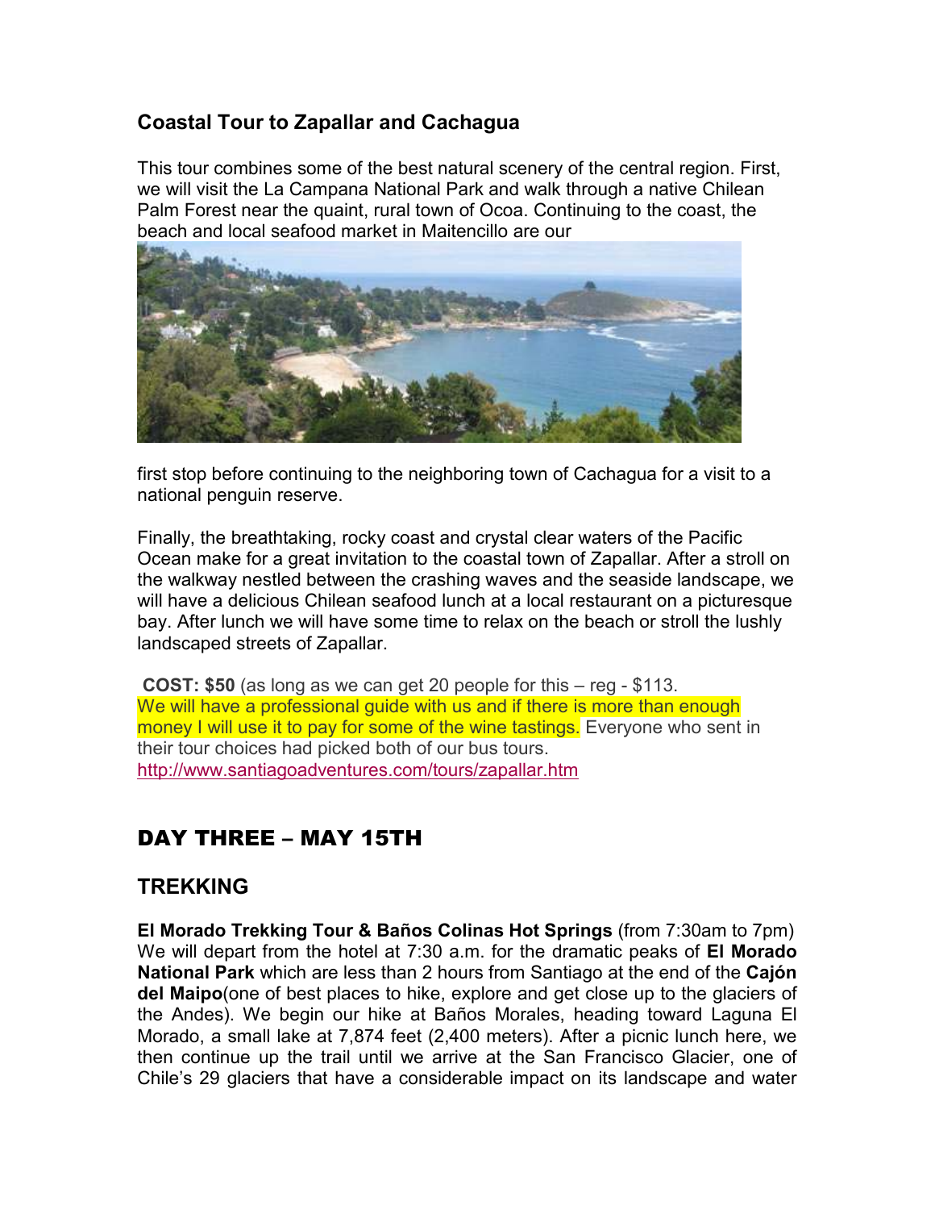### Coastal Tour to Zapallar and Cachagua

This tour combines some of the best natural scenery of the central region. First, we will visit the La Campana National Park and walk through a native Chilean Palm Forest near the quaint, rural town of Ocoa. Continuing to the coast, the beach and local seafood market in Maitencillo are our first stop before continuing to the neighboring town of Cachagua for a visit to a national penguin reserve.

Finally, the breathtaking, rocky coast and crystal clear waters of the Pacific Ocean make for a great invitation to the coastal town of Zapallar. After a stroll on the walkway nestled between the crashing waves and the seaside landscape, we will have a delicious Chilean seafood lunch at a local restaurant on a picturesque bay. After lunch we will have some time to relax on the beach or stroll the lushly landscaped streets of Zapallar.

**COST: $50** (as long as we can get 20 people for this – reg - $113. We will have a professional guide with us and if there is more than enough money I will use it to pay for some of the wine tastings. Everyone who sent in their tour choices had picked both of our bus tours.
http://www.santiagoadventures.com/tours/zapallar.htm

## DAY THREE – MAY 15TH

### TREKKING

**El Morado Trekking Tour & Baños Colinas Hot Springs** (from 7:30am to 7pm)
We will depart from the hotel at 7:30 a.m. for the dramatic peaks of **El Morado National Park** which are less than 2 hours from Santiago at the end of the **Cajón del Maipo**(one of best places to hike, explore and get close up to the glaciers of the Andes). We begin our hike at Baños Morales, heading toward Laguna El Morado, a small lake at 7,874 feet (2,400 meters). After a picnic lunch here, we then continue up the trail until we arrive at the San Francisco Glacier, one of Chile's 29 glaciers that have a considerable impact on its landscape and water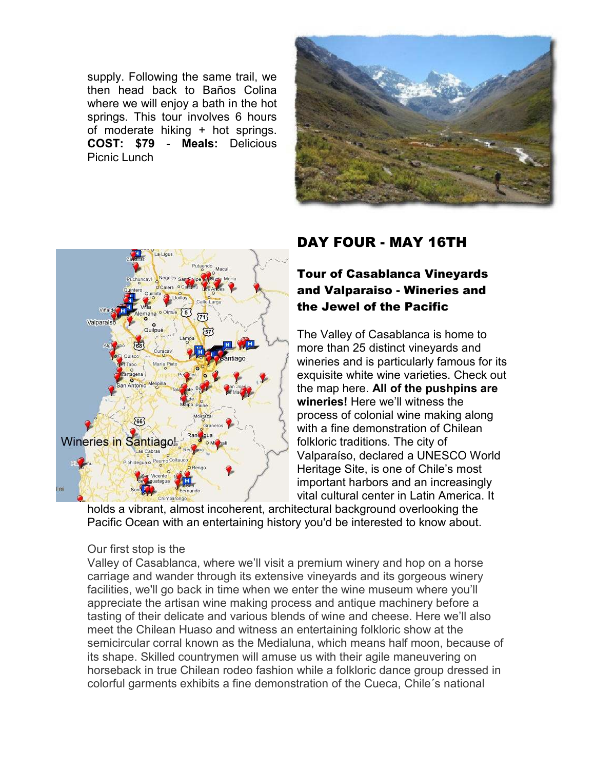supply. Following the same trail, we then head back to Baños Colina where we will enjoy a bath in the hot springs. This tour involves 6 hours of moderate hiking + hot springs. **COST: $79** - **Meals:** Delicious Picnic Lunch

## DAY FOUR - MAY 16TH

### Tour of Casablanca Vineyards and Valparaiso - Wineries and the Jewel of the Pacific

The Valley of Casablanca is home to more than 25 distinct vineyards and wineries and is particularly famous for its exquisite white wine varieties. Check out the map here. **All of the pushpins are wineries!** Here we'll witness the process of colonial wine making along with a fine demonstration of Chilean folkloric traditions. The city of Valparaíso, declared a UNESCO World Heritage Site, is one of Chile's most important harbors and an increasingly vital cultural center in Latin America. It holds a vibrant, almost incoherent, architectural background overlooking the Pacific Ocean with an entertaining history you'd be interested to know about.

Our first stop is the
Valley of Casablanca, where we'll visit a premium winery and hop on a horse carriage and wander through its extensive vineyards and its gorgeous winery facilities, we'll go back in time when we enter the wine museum where you'll appreciate the artisan wine making process and antique machinery before a tasting of their delicate and various blends of wine and cheese. Here we'll also meet the Chilean Huaso and witness an entertaining folkloric show at the semicircular corral known as the Medialuna, which means half moon, because of its shape. Skilled countrymen will amuse us with their agile maneuvering on horseback in true Chilean rodeo fashion while a folkloric dance group dressed in colorful garments exhibits a fine demonstration of the Cueca, Chile´s national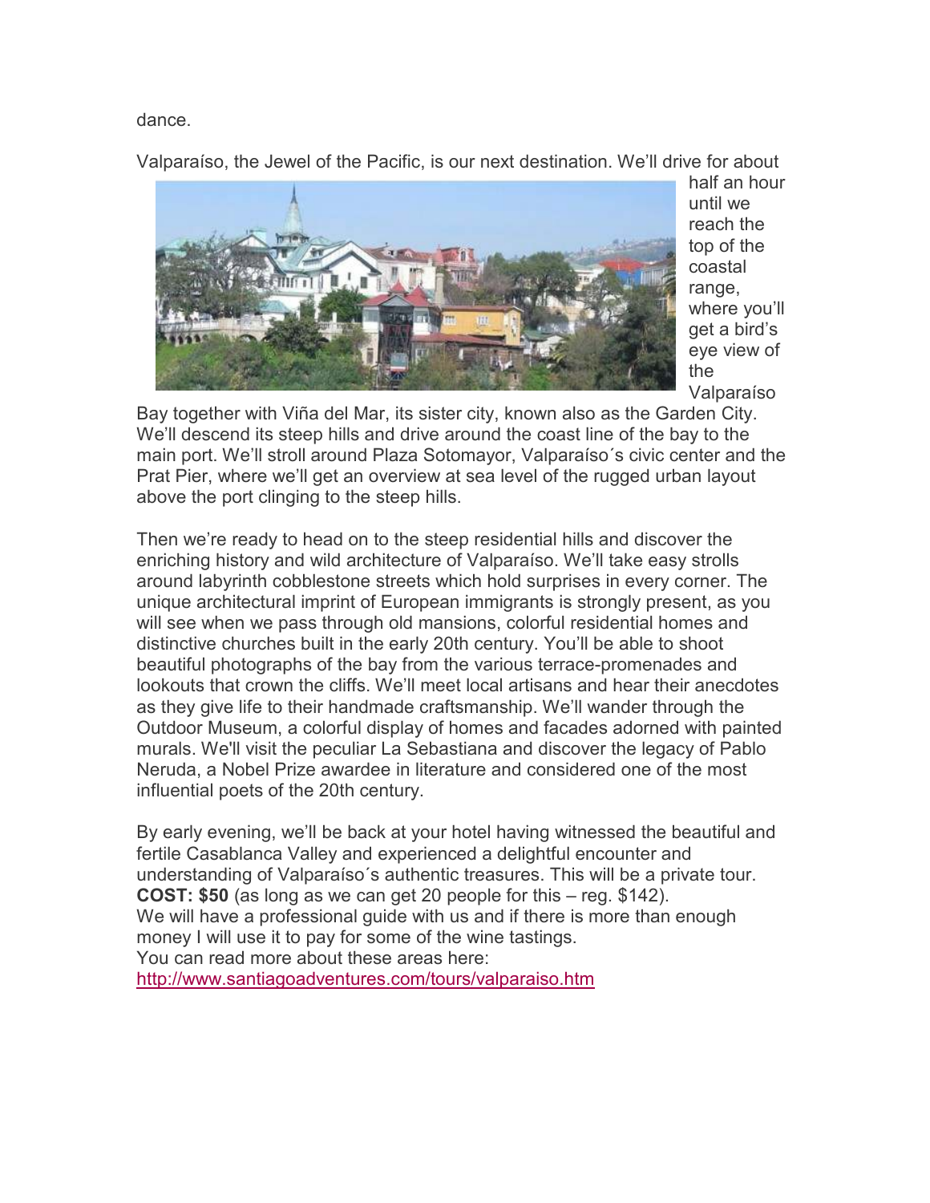dance.

Valparaíso, the Jewel of the Pacific, is our next destination. We'll drive for about half an hour until we reach the top of the coastal range, where you'll get a bird's eye view of the Valparaíso Bay together with Viña del Mar, its sister city, known also as the Garden City. We'll descend its steep hills and drive around the coast line of the bay to the main port. We'll stroll around Plaza Sotomayor, Valparaíso´s civic center and the Prat Pier, where we'll get an overview at sea level of the rugged urban layout above the port clinging to the steep hills.

Then we're ready to head on to the steep residential hills and discover the enriching history and wild architecture of Valparaíso. We'll take easy strolls around labyrinth cobblestone streets which hold surprises in every corner. The unique architectural imprint of European immigrants is strongly present, as you will see when we pass through old mansions, colorful residential homes and distinctive churches built in the early 20th century. You'll be able to shoot beautiful photographs of the bay from the various terrace-promenades and lookouts that crown the cliffs. We'll meet local artisans and hear their anecdotes as they give life to their handmade craftsmanship. We'll wander through the Outdoor Museum, a colorful display of homes and facades adorned with painted murals. We'll visit the peculiar La Sebastiana and discover the legacy of Pablo Neruda, a Nobel Prize awardee in literature and considered one of the most influential poets of the 20th century.

By early evening, we'll be back at your hotel having witnessed the beautiful and fertile Casablanca Valley and experienced a delightful encounter and understanding of Valparaíso´s authentic treasures. This will be a private tour.
**COST: $50** (as long as we can get 20 people for this – reg. $142).
We will have a professional guide with us and if there is more than enough money I will use it to pay for some of the wine tastings.
You can read more about these areas here:
http://www.santiagoadventures.com/tours/valparaiso.htm